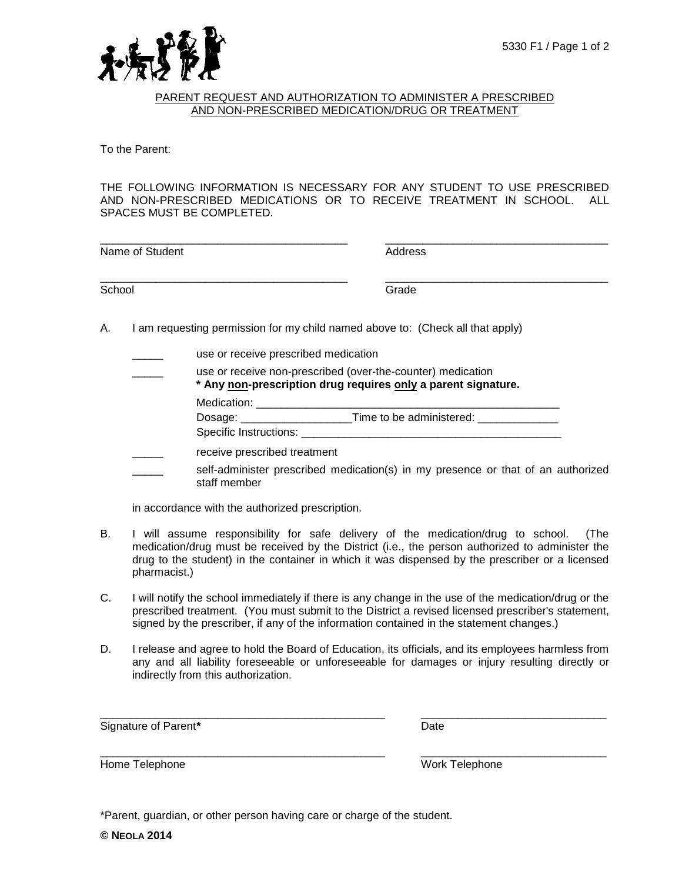## PARENT REQUEST AND AUTHORIZATION TO ADMINISTER A PRESCRIBED AND NON-PRESCRIBED MEDICATION/DRUG OR TREATMENT

To the Parent:

THE FOLLOWING INFORMATION IS NECESSARY FOR ANY STUDENT TO USE PRESCRIBED AND NON-PRESCRIBED MEDICATIONS OR TO RECEIVE TREATMENT IN SCHOOL. ALL SPACES MUST BE COMPLETED.

_________________________________________ Name of Student

_________________________________________ Address

_________________________________________ School

_________________________________________ Grade

A. I am requesting permission for my child named above to: (Check all that apply)

_____ use or receive prescribed medication

_____ use or receive non-prescribed (over-the-counter) medication
**\* Any non-prescription drug requires only a parent signature.**

Medication: ___________________________________________________

Dosage: __________________Time to be administered: _____________

Specific Instructions: ____________________________________________

_____ receive prescribed treatment

_____ self-administer prescribed medication(s) in my presence or that of an authorized staff member

in accordance with the authorized prescription.

B. I will assume responsibility for safe delivery of the medication/drug to school. (The medication/drug must be received by the District (i.e., the person authorized to administer the drug to the student) in the container in which it was dispensed by the prescriber or a licensed pharmacist.)

C. I will notify the school immediately if there is any change in the use of the medication/drug or the prescribed treatment. (You must submit to the District a revised licensed prescriber's statement, signed by the prescriber, if any of the information contained in the statement changes.)

D. I release and agree to hold the Board of Education, its officials, and its employees harmless from any and all liability foreseeable or unforeseeable for damages or injury resulting directly or indirectly from this authorization.

_______________________________________________ Signature of Parent**\***

_______________________________ Date

_______________________________________________ Home Telephone

_______________________________ Work Telephone

\*Parent, guardian, or other person having care or charge of the student.

**© NEOLA 2014**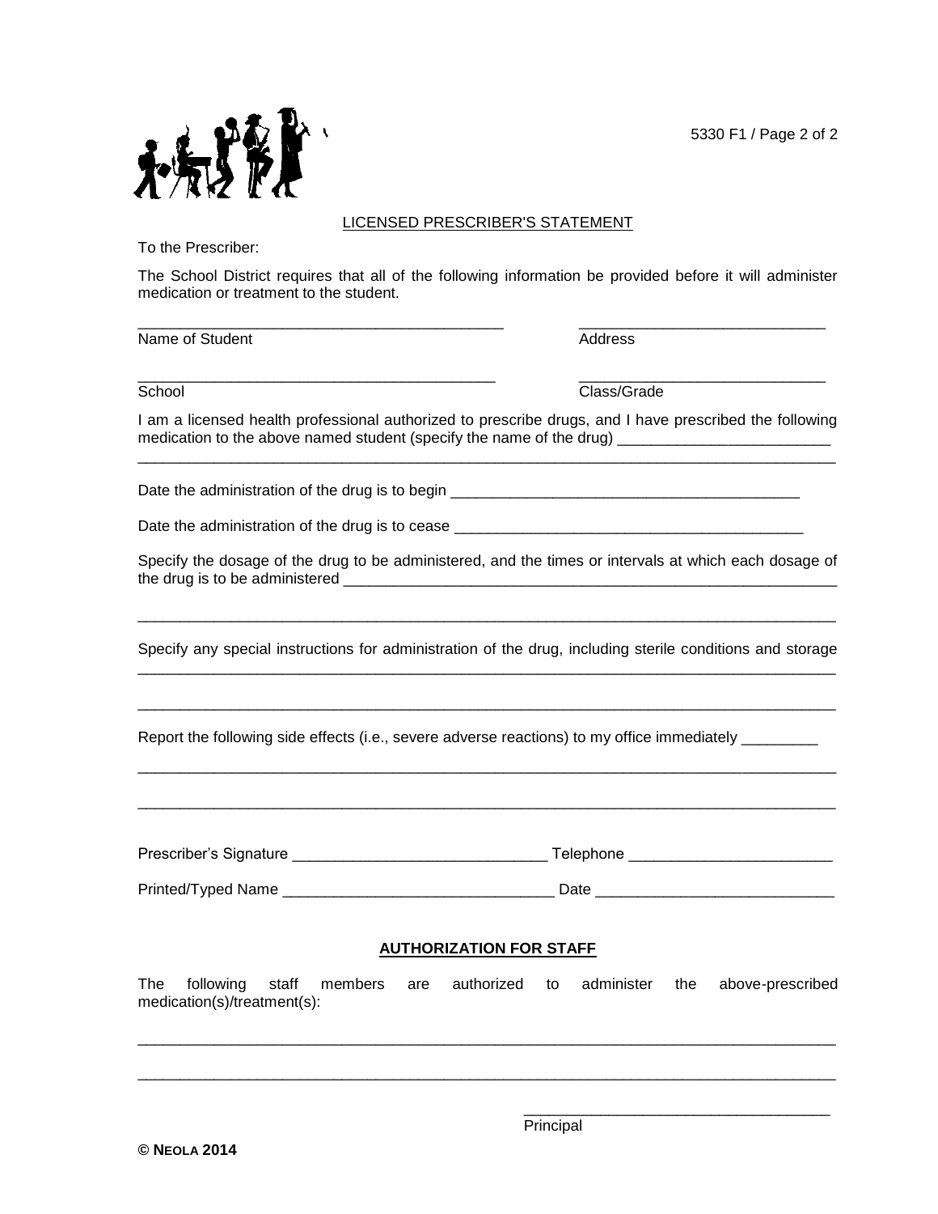LICENSED PRESCRIBER'S STATEMENT

To the Prescriber:

The School District requires that all of the following information be provided before it will administer medication or treatment to the student.

_____________________________________________ ______________________________
Name of Student Address

_____________________________________________ ______________________________
School Class/Grade

I am a licensed health professional authorized to prescribe drugs, and I have prescribed the following medication to the above named student (specify the name of the drug) _________________________
______________________________________________________________________________________

Date the administration of the drug is to begin __________________________________________

Date the administration of the drug is to cease __________________________________________

Specify the dosage of the drug to be administered, and the times or intervals at which each dosage of the drug is to be administered ____________________________________________________________

______________________________________________________________________________________

Specify any special instructions for administration of the drug, including sterile conditions and storage
______________________________________________________________________________________

______________________________________________________________________________________

Report the following side effects (i.e., severe adverse reactions) to my office immediately _________

______________________________________________________________________________________

______________________________________________________________________________________

Prescriber's Signature ______________________________ Telephone ________________________

Printed/Typed Name ________________________________ Date ____________________________

**AUTHORIZATION FOR STAFF**

The following staff members are authorized to administer the above-prescribed medication(s)/treatment(s):

______________________________________________________________________________________

______________________________________________________________________________________

_____________________________________
Principal

© NEOLA 2014